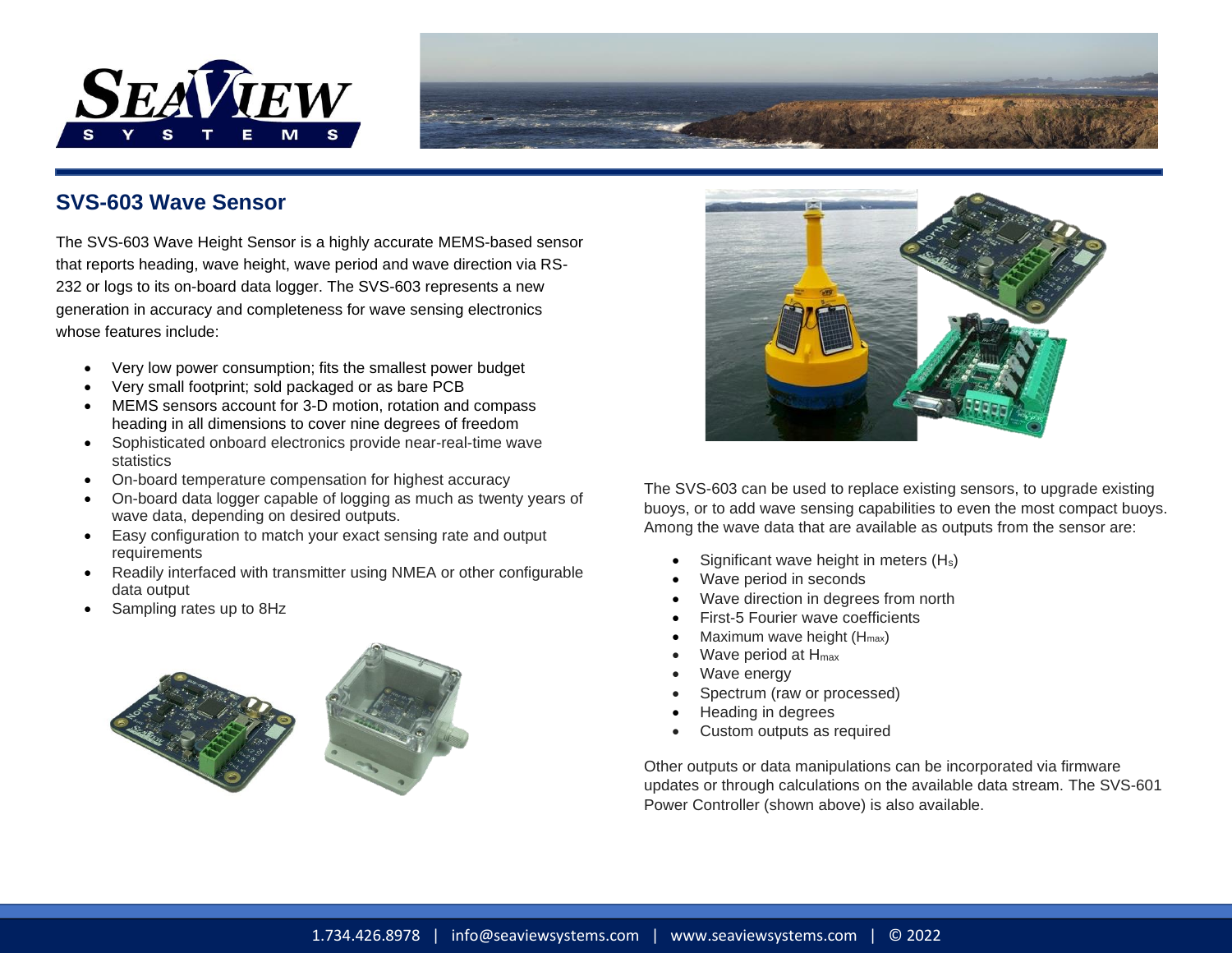## SVS-603 Wave Sensor

The SVS-603 Wave Height Sensor is a highly accurate MEMS-based sensor that reports heading, wave height, wave period and wave direction via RS-232 or logs to its on-board data logger. The SVS-603 represents a new generation in accuracy and completeness for wave sensing electronics whose features include:

- Very low power consumption; fits the smallest power budget
- Very small footprint; sold packaged or as bare PCB
- MEMS sensors account for 3-D motion, rotation and compass heading in all dimensions to cover nine degrees of freedom
- Sophisticated onboard electronics provide near-real-time wave statistics
- On-board temperature compensation for highest accuracy
- On-board data logger capable of logging as much as twenty years of wave data, depending on desired outputs.
- Easy configuration to match your exact sensing rate and output requirements
- Readily interfaced with transmitter using NMEA or other configurable data output
- Sampling rates up to 8Hz

The SVS-603 can be used to replace existing sensors, to upgrade existing buoys, or to add wave sensing capabilities to even the most compact buoys. Among the wave data that are available as outputs from the sensor are:

- Significant wave height in meters ($H_s$)
- Wave period in seconds
- Wave direction in degrees from north
- First-5 Fourier wave coefficients
- Maximum wave height ($H_{max}$)
- Wave period at $H_{max}$
- Wave energy
- Spectrum (raw or processed)
- Heading in degrees
- Custom outputs as required

Other outputs or data manipulations can be incorporated via firmware updates or through calculations on the available data stream. The SVS-601 Power Controller (shown above) is also available.

1.734.426.8978 | info@seaviewsystems.com | www.seaviewsystems.com | © 2022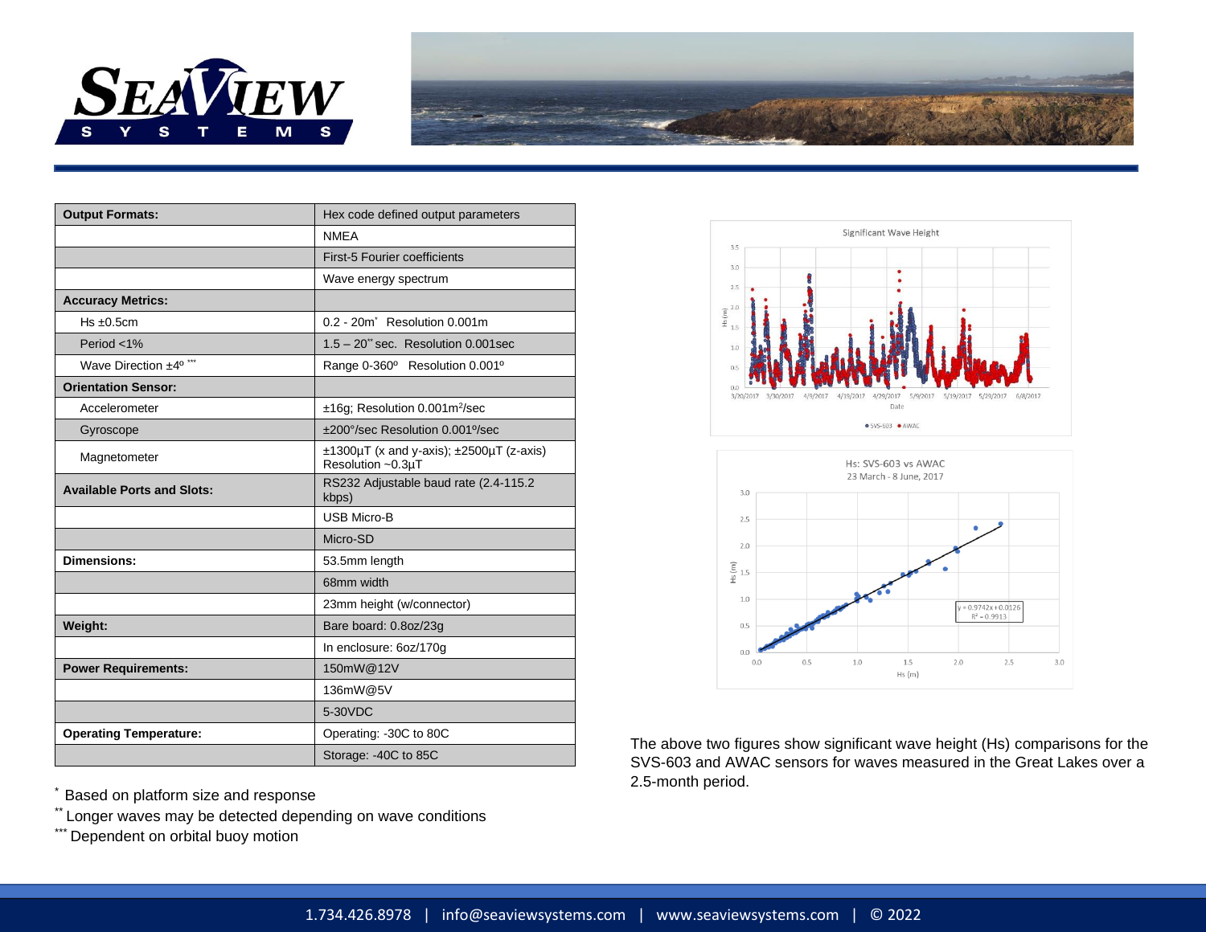| | |
|---|---|
| **Output Formats:** | Hex code defined output parameters |
| | NMEA |
| | First-5 Fourier coefficients |
| | Wave energy spectrum |
| **Accuracy Metrics:** | |
| Hs ±0.5cm | 0.2 - 20m* Resolution 0.001m |
| Period <1% | 1.5 – 20** sec. Resolution 0.001sec |
| Wave Direction ±4º *** | Range 0-360º Resolution 0.001º |
| **Orientation Sensor:** | |
| Accelerometer | ±16g; Resolution 0.001m²/sec |
| Gyroscope | ±200°/sec Resolution 0.001º/sec |
| Magnetometer | ±1300µT (x and y-axis); ±2500µT (z-axis) Resolution ~0.3µT |
| **Available Ports and Slots:** | RS232 Adjustable baud rate (2.4-115.2 kbps) |
| | USB Micro-B |
| | Micro-SD |
| **Dimensions:** | 53.5mm length |
| | 68mm width |
| | 23mm height (w/connector) |
| **Weight:** | Bare board: 0.8oz/23g |
| | In enclosure: 6oz/170g |
| **Power Requirements:** | 150mW@12V |
| | 136mW@5V |
| | 5-30VDC |
| **Operating Temperature:** | Operating: -30C to 80C |
| | Storage: -40C to 85C |

\* Based on platform size and response

\*\* Longer waves may be detected depending on wave conditions

\*\*\* Dependent on orbital buoy motion

Significant Wave Height

Hs (m)

3/20/2017 3/30/2017 4/9/2017 4/19/2017 4/29/2017 5/9/2017 5/19/2017 5/29/2017 6/8/2017

Date

SVS-603 AWAC

Hs: SVS-603 vs AWAC

23 March - 8 June, 2017

$y = 0.9742x + 0.0126$

$R^2 = 0.9913$

Hs (m)

The above two figures show significant wave height (Hs) comparisons for the SVS-603 and AWAC sensors for waves measured in the Great Lakes over a 2.5-month period.